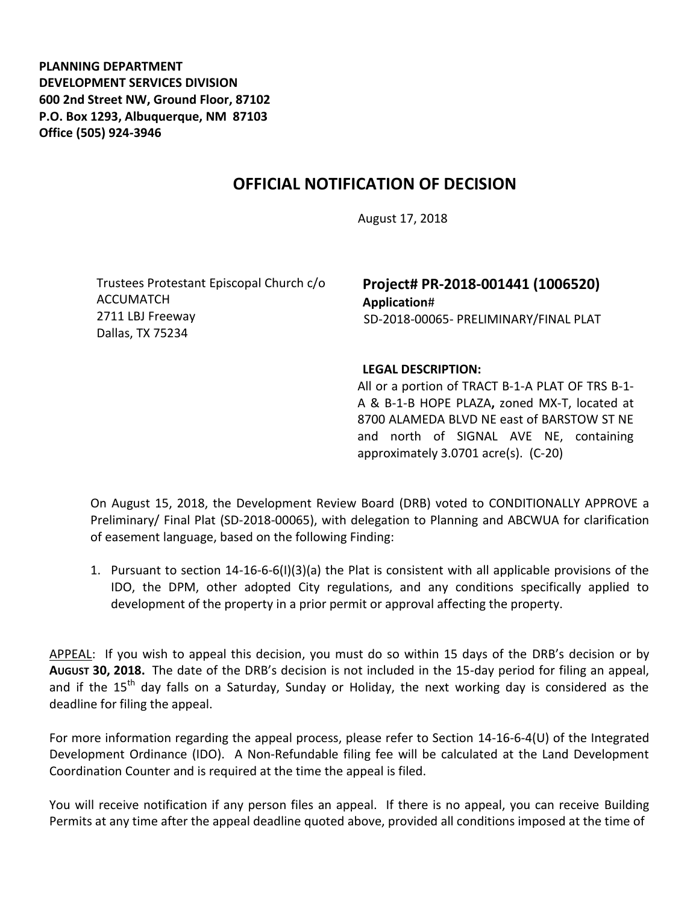**PLANNING DEPARTMENT**
**DEVELOPMENT SERVICES DIVISION**
**600 2nd Street NW, Ground Floor, 87102**
**P.O. Box 1293, Albuquerque, NM 87103**
**Office (505) 924-3946**

# OFFICIAL NOTIFICATION OF DECISION

August 17, 2018

Trustees Protestant Episcopal Church c/o
ACCUMATCH
2711 LBJ Freeway
Dallas, TX 75234

**Project# PR-2018-001441 (1006520)**
**Application#**
SD-2018-00065- PRELIMINARY/FINAL PLAT

**LEGAL DESCRIPTION:**
All or a portion of TRACT B-1-A PLAT OF TRS B-1-A & B-1-B HOPE PLAZA**,** zoned MX-T, located at 8700 ALAMEDA BLVD NE east of BARSTOW ST NE and north of SIGNAL AVE NE, containing approximately 3.0701 acre(s). (C-20)

On August 15, 2018, the Development Review Board (DRB) voted to CONDITIONALLY APPROVE a Preliminary/ Final Plat (SD-2018-00065), with delegation to Planning and ABCWUA for clarification of easement language, based on the following Finding:

1. Pursuant to section 14-16-6-6(I)(3)(a) the Plat is consistent with all applicable provisions of the IDO, the DPM, other adopted City regulations, and any conditions specifically applied to development of the property in a prior permit or approval affecting the property.

APPEAL: If you wish to appeal this decision, you must do so within 15 days of the DRB's decision or by **AUGUST 30, 2018.** The date of the DRB's decision is not included in the 15-day period for filing an appeal, and if the 15th day falls on a Saturday, Sunday or Holiday, the next working day is considered as the deadline for filing the appeal.

For more information regarding the appeal process, please refer to Section 14-16-6-4(U) of the Integrated Development Ordinance (IDO). A Non-Refundable filing fee will be calculated at the Land Development Coordination Counter and is required at the time the appeal is filed.

You will receive notification if any person files an appeal. If there is no appeal, you can receive Building Permits at any time after the appeal deadline quoted above, provided all conditions imposed at the time of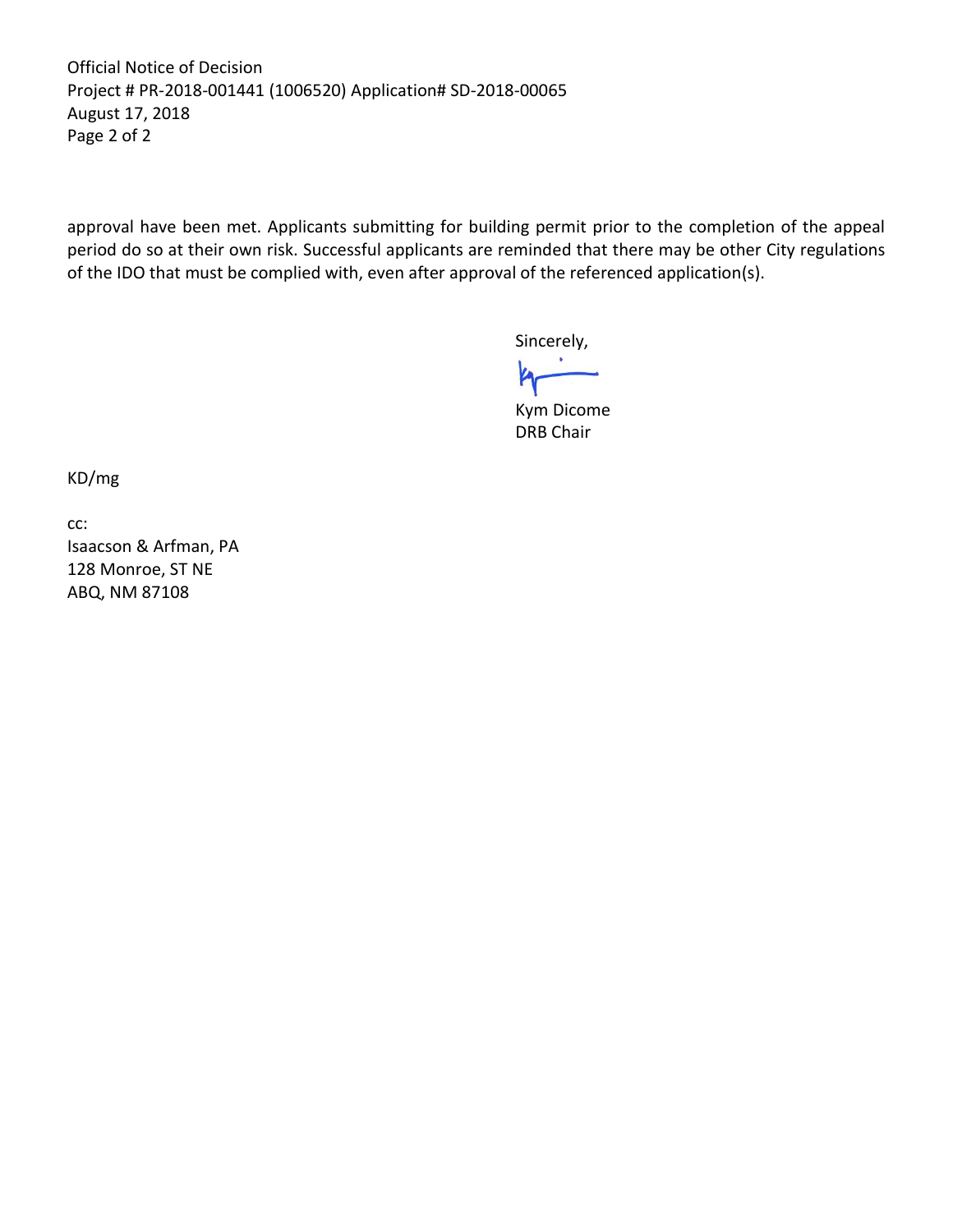approval have been met. Applicants submitting for building permit prior to the completion of the appeal period do so at their own risk. Successful applicants are reminded that there may be other City regulations of the IDO that must be complied with, even after approval of the referenced application(s).

Sincerely,

Kym Dicome
DRB Chair

KD/mg

cc:
Isaacson & Arfman, PA
128 Monroe, ST NE
ABQ, NM 87108